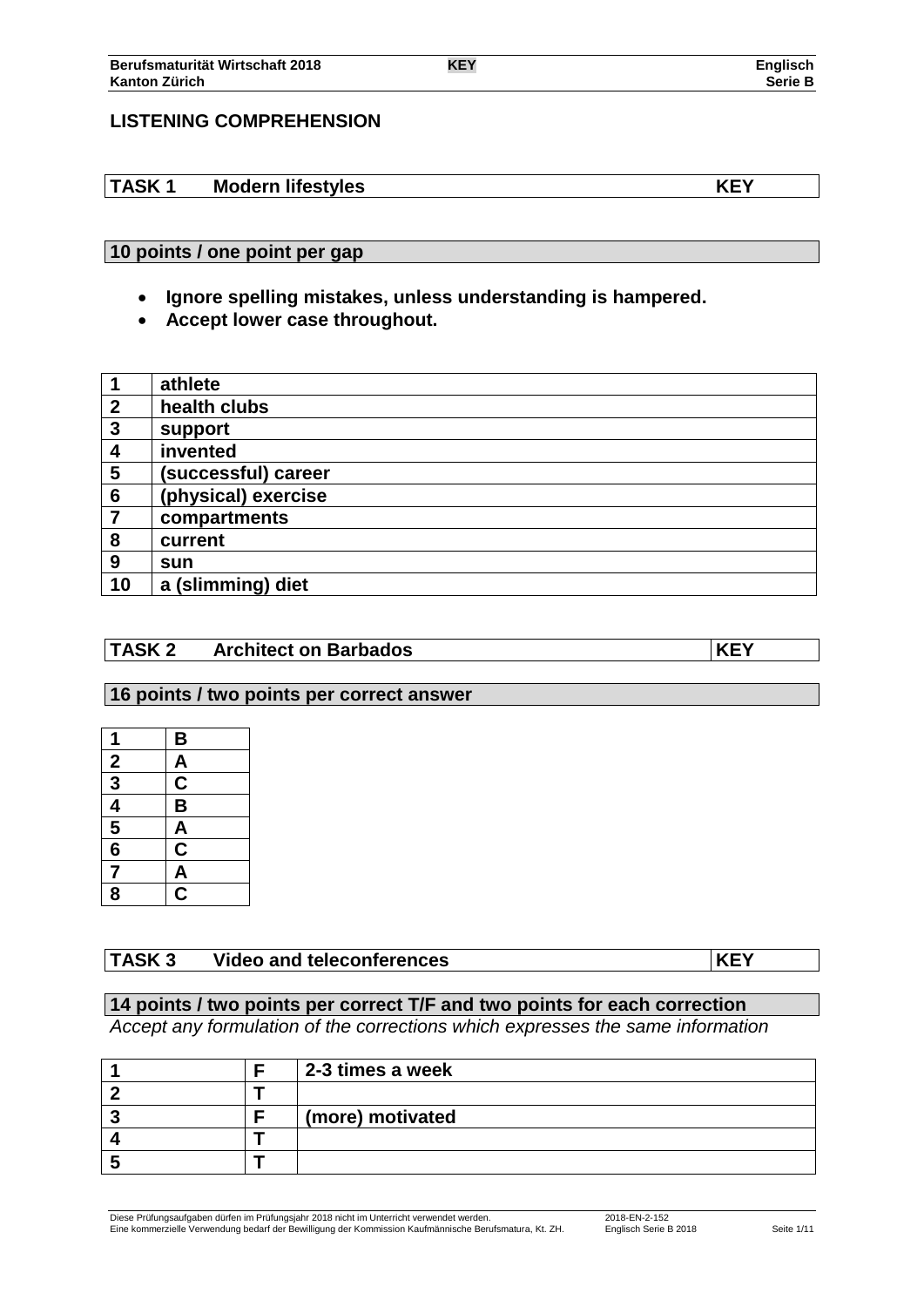## LISTENING COMPREHENSION

| TASK 1 | Modern lifestyles | KEY |
|---|---|---|

**10 points / one point per gap**

- **Ignore spelling mistakes, unless understanding is hampered.**
- **Accept lower case throughout.**

| | |
|---|---|
| 1 | athlete |
| 2 | health clubs |
| 3 | support |
| 4 | invented |
| 5 | (successful) career |
| 6 | (physical) exercise |
| 7 | compartments |
| 8 | current |
| 9 | sun |
| 10 | a (slimming) diet |

| TASK 2 | Architect on Barbados | KEY |
|---|---|---|

**16 points / two points per correct answer**

| | |
|---|---|
| 1 | B |
| 2 | A |
| 3 | C |
| 4 | B |
| 5 | A |
| 6 | C |
| 7 | A |
| 8 | C |

| TASK 3 | Video and teleconferences | KEY |
|---|---|---|

**14 points / two points per correct T/F and two points for each correction**

*Accept any formulation of the corrections which expresses the same information*

| | | |
|---|---|---|
| 1 | F | 2-3 times a week |
| 2 | T | |
| 3 | F | (more) motivated |
| 4 | T | |
| 5 | T | |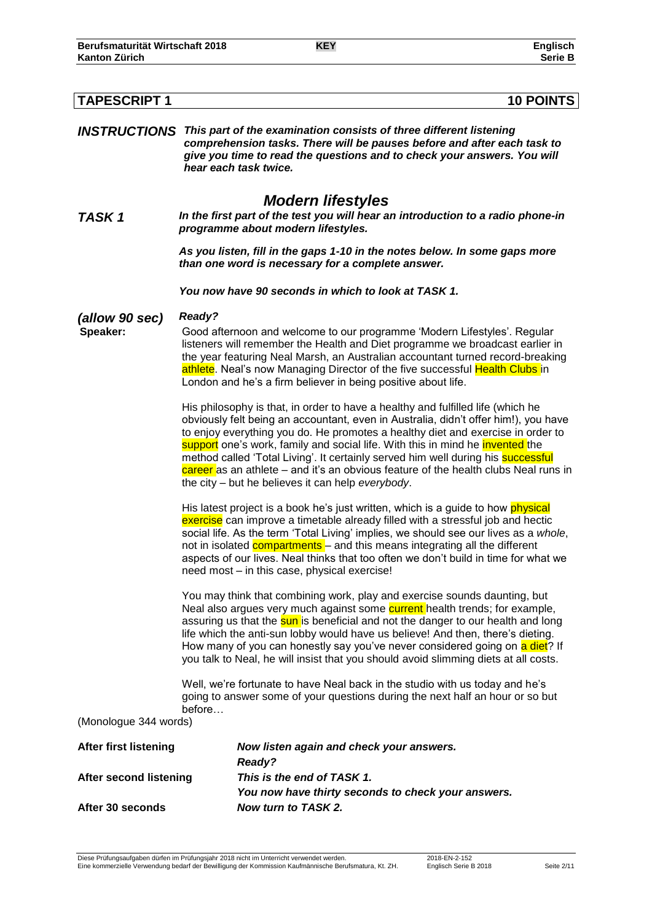## TAPESCRIPT 1 — 10 POINTS

***INSTRUCTIONS*** ***This part of the examination consists of three different listening comprehension tasks. There will be pauses before and after each task to give you time to read the questions and to check your answers. You will hear each task twice.***

# *Modern lifestyles*

***TASK 1*** ***In the first part of the test you will hear an introduction to a radio phone-in programme about modern lifestyles.***

***As you listen, fill in the gaps 1-10 in the notes below. In some gaps more than one word is necessary for a complete answer.***

***You now have 90 seconds in which to look at TASK 1.***

***(allow 90 sec)*** ***Ready?***

**Speaker:** Good afternoon and welcome to our programme 'Modern Lifestyles'. Regular listeners will remember the Health and Diet programme we broadcast earlier in the year featuring Neal Marsh, an Australian accountant turned record-breaking athlete. Neal's now Managing Director of the five successful Health Clubs in London and he's a firm believer in being positive about life.

His philosophy is that, in order to have a healthy and fulfilled life (which he obviously felt being an accountant, even in Australia, didn't offer him!), you have to enjoy everything you do. He promotes a healthy diet and exercise in order to support one's work, family and social life. With this in mind he invented the method called 'Total Living'. It certainly served him well during his successful career as an athlete – and it's an obvious feature of the health clubs Neal runs in the city – but he believes it can help *everybody*.

His latest project is a book he's just written, which is a guide to how physical exercise can improve a timetable already filled with a stressful job and hectic social life. As the term 'Total Living' implies, we should see our lives as a *whole*, not in isolated compartments – and this means integrating all the different aspects of our lives. Neal thinks that too often we don't build in time for what we need most – in this case, physical exercise!

You may think that combining work, play and exercise sounds daunting, but Neal also argues very much against some current health trends; for example, assuring us that the sun is beneficial and not the danger to our health and long life which the anti-sun lobby would have us believe! And then, there's dieting. How many of you can honestly say you've never considered going on a diet? If you talk to Neal, he will insist that you should avoid slimming diets at all costs.

Well, we're fortunate to have Neal back in the studio with us today and he's going to answer some of your questions during the next half an hour or so but before…

(Monologue 344 words)

| | |
|---|---|
| **After first listening** | ***Now listen again and check your answers.*** |
| | ***Ready?*** |
| **After second listening** | ***This is the end of TASK 1.*** |
| | ***You now have thirty seconds to check your answers.*** |
| **After 30 seconds** | ***Now turn to TASK 2.*** |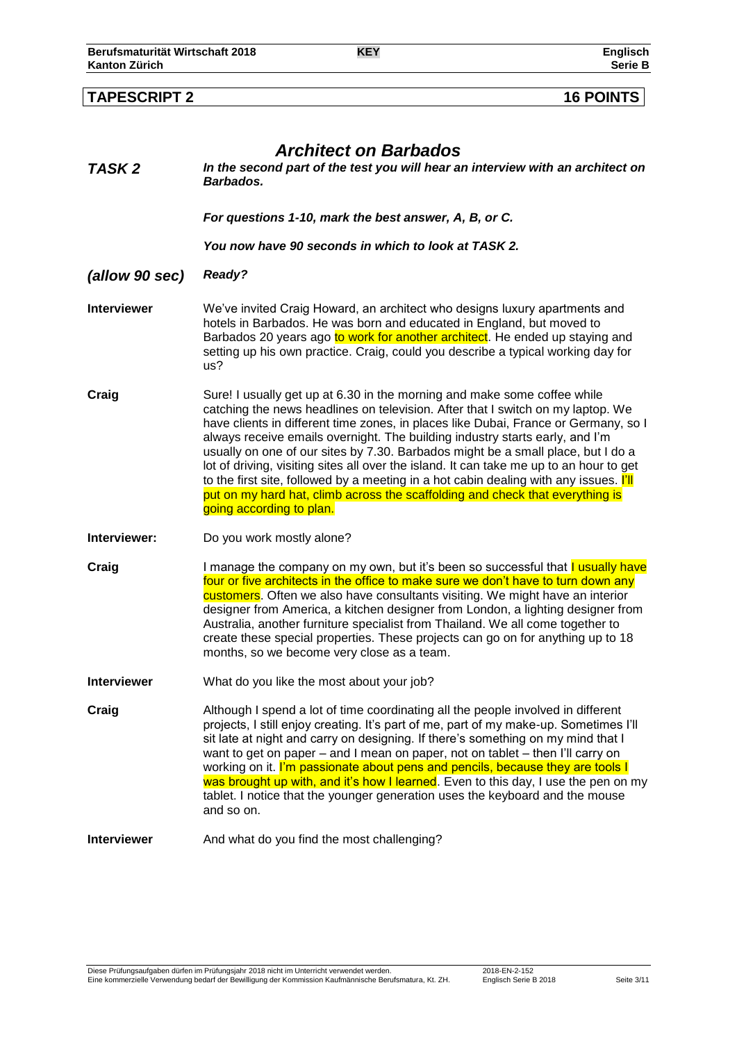## TAPESCRIPT 2 — 16 POINTS

# *Architect on Barbados*

**TASK 2** — ***In the second part of the test you will hear an interview with an architect on Barbados.***

***For questions 1-10, mark the best answer, A, B, or C.***

***You now have 90 seconds in which to look at TASK 2.***

***(allow 90 sec)*** — ***Ready?***

**Interviewer** — We've invited Craig Howard, an architect who designs luxury apartments and hotels in Barbados. He was born and educated in England, but moved to Barbados 20 years ago to work for another architect. He ended up staying and setting up his own practice. Craig, could you describe a typical working day for us?

**Craig** — Sure! I usually get up at 6.30 in the morning and make some coffee while catching the news headlines on television. After that I switch on my laptop. We have clients in different time zones, in places like Dubai, France or Germany, so I always receive emails overnight. The building industry starts early, and I'm usually on one of our sites by 7.30. Barbados might be a small place, but I do a lot of driving, visiting sites all over the island. It can take me up to an hour to get to the first site, followed by a meeting in a hot cabin dealing with any issues. I'll put on my hard hat, climb across the scaffolding and check that everything is going according to plan.

**Interviewer:** — Do you work mostly alone?

**Craig** — I manage the company on my own, but it's been so successful that I usually have four or five architects in the office to make sure we don't have to turn down any customers. Often we also have consultants visiting. We might have an interior designer from America, a kitchen designer from London, a lighting designer from Australia, another furniture specialist from Thailand. We all come together to create these special properties. These projects can go on for anything up to 18 months, so we become very close as a team.

**Interviewer** — What do you like the most about your job?

**Craig** — Although I spend a lot of time coordinating all the people involved in different projects, I still enjoy creating. It's part of me, part of my make-up. Sometimes I'll sit late at night and carry on designing. If there's something on my mind that I want to get on paper – and I mean on paper, not on tablet – then I'll carry on working on it. I'm passionate about pens and pencils, because they are tools I was brought up with, and it's how I learned. Even to this day, I use the pen on my tablet. I notice that the younger generation uses the keyboard and the mouse and so on.

**Interviewer** — And what do you find the most challenging?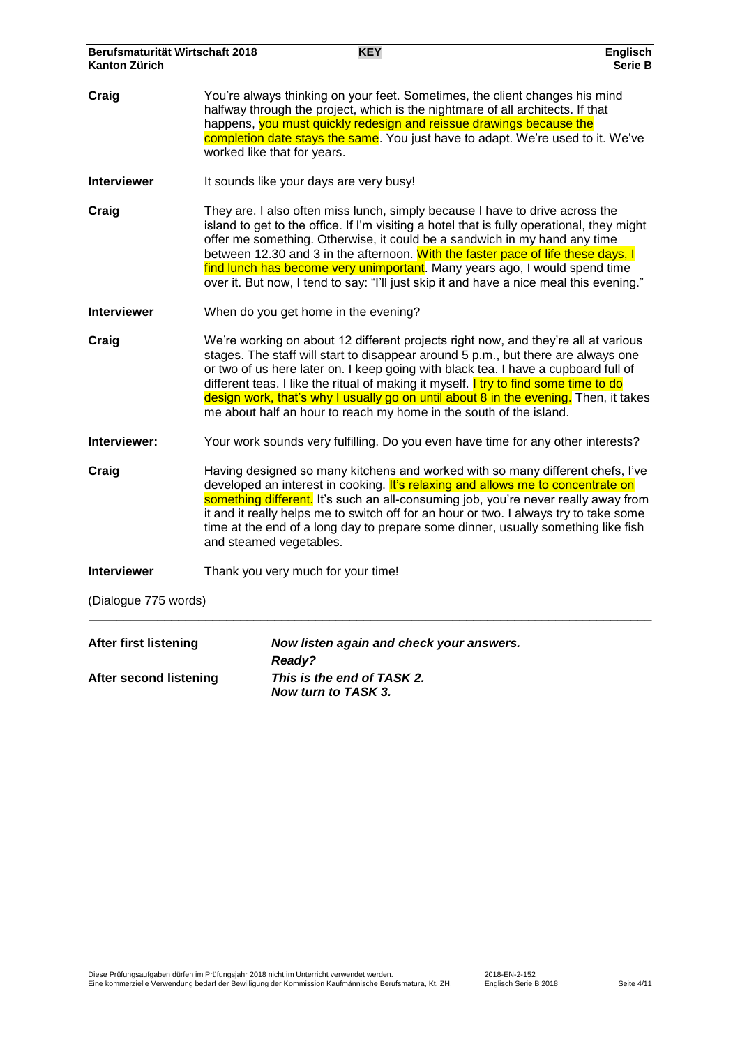**Craig** You're always thinking on your feet. Sometimes, the client changes his mind halfway through the project, which is the nightmare of all architects. If that happens, you must quickly redesign and reissue drawings because the completion date stays the same. You just have to adapt. We're used to it. We've worked like that for years.

**Interviewer** It sounds like your days are very busy!

**Craig** They are. I also often miss lunch, simply because I have to drive across the island to get to the office. If I'm visiting a hotel that is fully operational, they might offer me something. Otherwise, it could be a sandwich in my hand any time between 12.30 and 3 in the afternoon. With the faster pace of life these days, I find lunch has become very unimportant. Many years ago, I would spend time over it. But now, I tend to say: "I'll just skip it and have a nice meal this evening."

**Interviewer** When do you get home in the evening?

**Craig** We're working on about 12 different projects right now, and they're all at various stages. The staff will start to disappear around 5 p.m., but there are always one or two of us here later on. I keep going with black tea. I have a cupboard full of different teas. I like the ritual of making it myself. I try to find some time to do design work, that's why I usually go on until about 8 in the evening. Then, it takes me about half an hour to reach my home in the south of the island.

**Interviewer:** Your work sounds very fulfilling. Do you even have time for any other interests?

**Craig** Having designed so many kitchens and worked with so many different chefs, I've developed an interest in cooking. It's relaxing and allows me to concentrate on something different. It's such an all-consuming job, you're never really away from it and it really helps me to switch off for an hour or two. I always try to take some time at the end of a long day to prepare some dinner, usually something like fish and steamed vegetables.

**Interviewer** Thank you very much for your time!

(Dialogue 775 words)

---

**After first listening** ***Now listen again and check your answers.***
***Ready?***

**After second listening** ***This is the end of TASK 2.***
***Now turn to TASK 3.***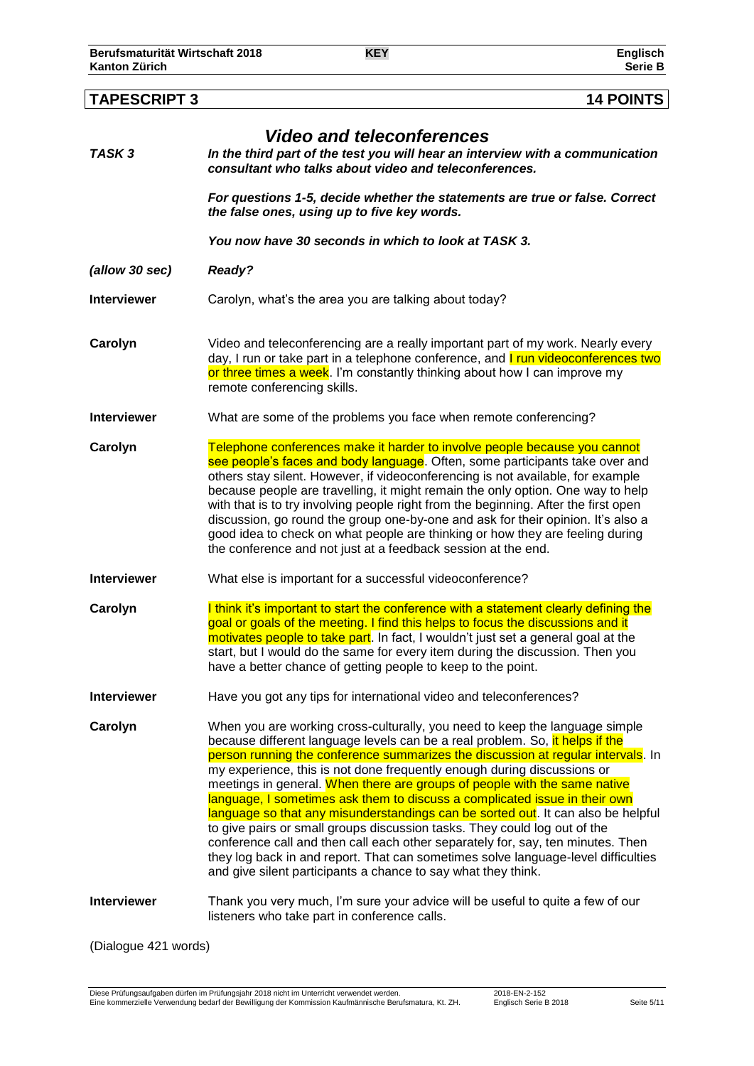## TAPESCRIPT 3 — 14 POINTS

# *Video and teleconferences*

***TASK 3*** — ***In the third part of the test you will hear an interview with a communication consultant who talks about video and teleconferences.***

***For questions 1-5, decide whether the statements are true or false. Correct the false ones, using up to five key words.***

***You now have 30 seconds in which to look at TASK 3.***

***(allow 30 sec)*** ***Ready?***

**Interviewer** Carolyn, what's the area you are talking about today?

**Carolyn** Video and teleconferencing are a really important part of my work. Nearly every day, I run or take part in a telephone conference, and I run videoconferences two or three times a week. I'm constantly thinking about how I can improve my remote conferencing skills.

**Interviewer** What are some of the problems you face when remote conferencing?

**Carolyn** Telephone conferences make it harder to involve people because you cannot see people's faces and body language. Often, some participants take over and others stay silent. However, if videoconferencing is not available, for example because people are travelling, it might remain the only option. One way to help with that is to try involving people right from the beginning. After the first open discussion, go round the group one-by-one and ask for their opinion. It's also a good idea to check on what people are thinking or how they are feeling during the conference and not just at a feedback session at the end.

**Interviewer** What else is important for a successful videoconference?

**Carolyn** I think it's important to start the conference with a statement clearly defining the goal or goals of the meeting. I find this helps to focus the discussions and it motivates people to take part. In fact, I wouldn't just set a general goal at the start, but I would do the same for every item during the discussion. Then you have a better chance of getting people to keep to the point.

**Interviewer** Have you got any tips for international video and teleconferences?

**Carolyn** When you are working cross-culturally, you need to keep the language simple because different language levels can be a real problem. So, it helps if the person running the conference summarizes the discussion at regular intervals. In my experience, this is not done frequently enough during discussions or meetings in general. When there are groups of people with the same native language, I sometimes ask them to discuss a complicated issue in their own language so that any misunderstandings can be sorted out. It can also be helpful to give pairs or small groups discussion tasks. They could log out of the conference call and then call each other separately for, say, ten minutes. Then they log back in and report. That can sometimes solve language-level difficulties and give silent participants a chance to say what they think.

**Interviewer** Thank you very much, I'm sure your advice will be useful to quite a few of our listeners who take part in conference calls.

(Dialogue 421 words)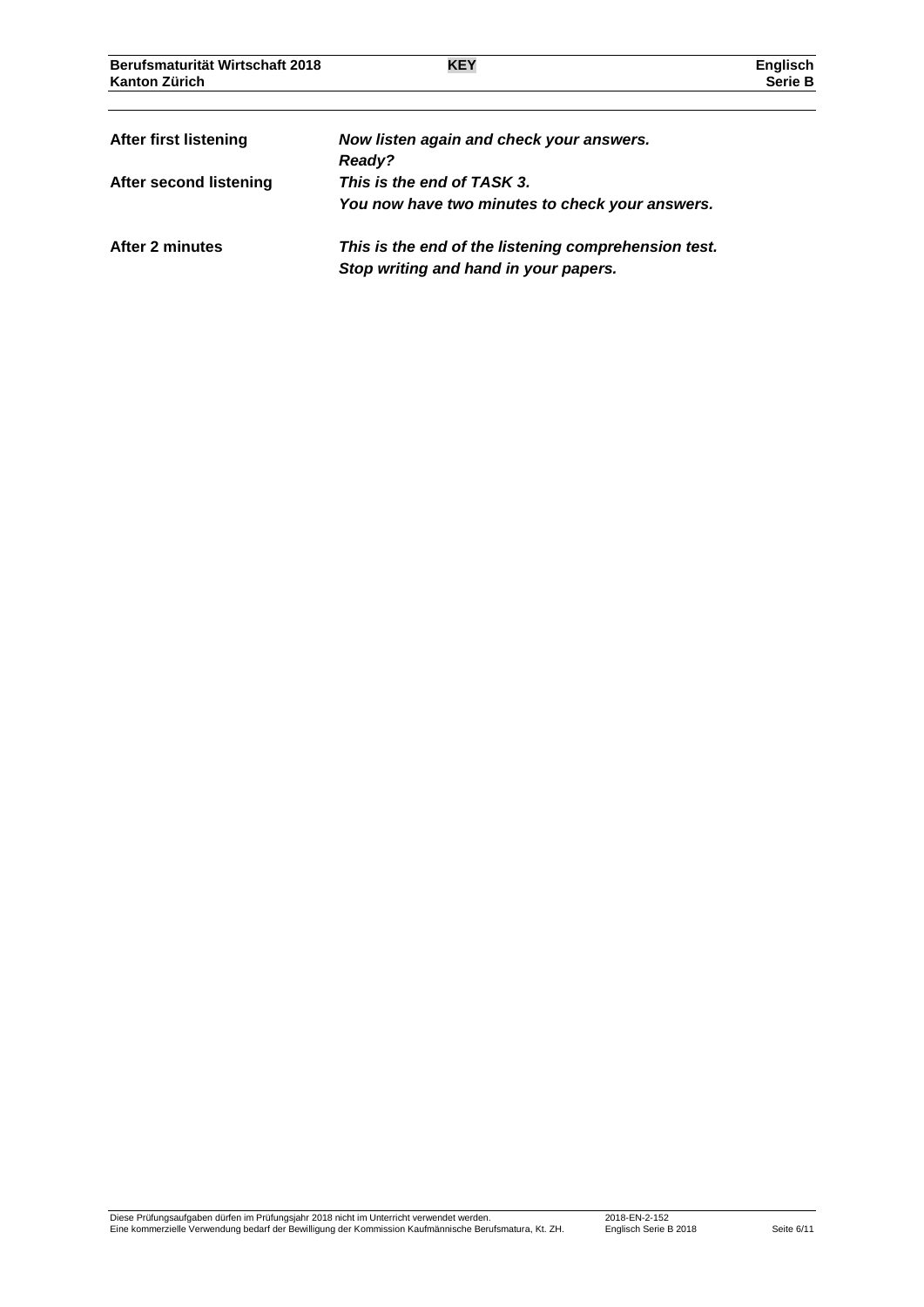| | |
|---|---|
| **After first listening** | ***Now listen again and check your answers.*** ***Ready?*** |
| **After second listening** | ***This is the end of TASK 3.*** ***You now have two minutes to check your answers.*** |
| **After 2 minutes** | ***This is the end of the listening comprehension test.*** ***Stop writing and hand in your papers.*** |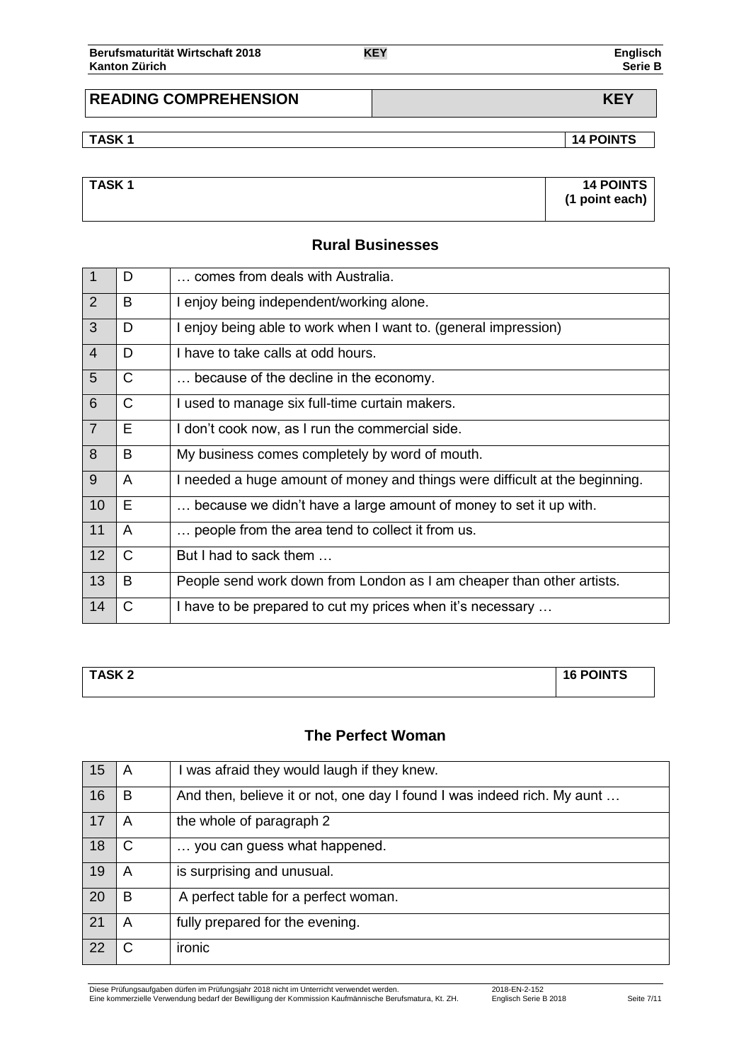| READING COMPREHENSION | KEY |
|---|---|

| TASK 1 | 14 POINTS |
|---|---|

| TASK 1 | 14 POINTS (1 point each) |
|---|---|

## Rural Businesses

| | | |
|---|---|---|
| 1 | D | … comes from deals with Australia. |
| 2 | B | I enjoy being independent/working alone. |
| 3 | D | I enjoy being able to work when I want to. (general impression) |
| 4 | D | I have to take calls at odd hours. |
| 5 | C | … because of the decline in the economy. |
| 6 | C | I used to manage six full-time curtain makers. |
| 7 | E | I don't cook now, as I run the commercial side. |
| 8 | B | My business comes completely by word of mouth. |
| 9 | A | I needed a huge amount of money and things were difficult at the beginning. |
| 10 | E | … because we didn't have a large amount of money to set it up with. |
| 11 | A | … people from the area tend to collect it from us. |
| 12 | C | But I had to sack them … |
| 13 | B | People send work down from London as I am cheaper than other artists. |
| 14 | C | I have to be prepared to cut my prices when it's necessary … |

| TASK 2 | 16 POINTS |
|---|---|

## The Perfect Woman

| | | |
|---|---|---|
| 15 | A | I was afraid they would laugh if they knew. |
| 16 | B | And then, believe it or not, one day I found I was indeed rich. My aunt … |
| 17 | A | the whole of paragraph 2 |
| 18 | C | … you can guess what happened. |
| 19 | A | is surprising and unusual. |
| 20 | B | A perfect table for a perfect woman. |
| 21 | A | fully prepared for the evening. |
| 22 | C | ironic |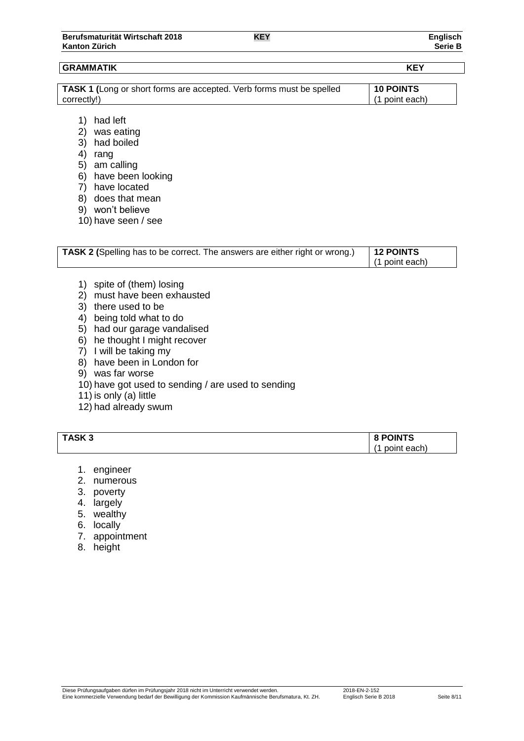## GRAMMATIK — KEY

| TASK 1 (Long or short forms are accepted. Verb forms must be spelled correctly!) | 10 POINTS (1 point each) |
| --- | --- |

1) had left
2) was eating
3) had boiled
4) rang
5) am calling
6) have been looking
7) have located
8) does that mean
9) won't believe
10) have seen / see

| TASK 2 (Spelling has to be correct. The answers are either right or wrong.) | 12 POINTS (1 point each) |
| --- | --- |

1) spite of (them) losing
2) must have been exhausted
3) there used to be
4) being told what to do
5) had our garage vandalised
6) he thought I might recover
7) I will be taking my
8) have been in London for
9) was far worse
10) have got used to sending / are used to sending
11) is only (a) little
12) had already swum

| TASK 3 | 8 POINTS (1 point each) |
| --- | --- |

1. engineer
2. numerous
3. poverty
4. largely
5. wealthy
6. locally
7. appointment
8. height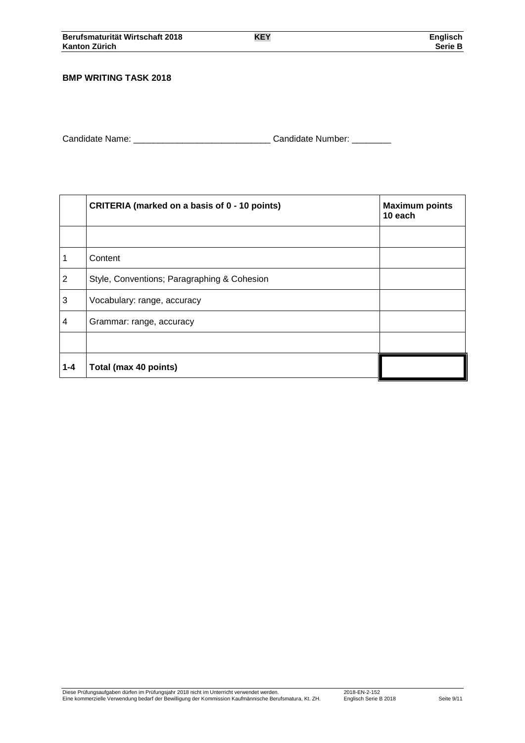**BMP WRITING TASK 2018**

Candidate Name: ___________________________ Candidate Number: ________

| | CRITERIA (marked on a basis of 0 - 10 points) | Maximum points 10 each |
|---|---|---|
| | | |
| 1 | Content | |
| 2 | Style, Conventions; Paragraphing & Cohesion | |
| 3 | Vocabulary: range, accuracy | |
| 4 | Grammar: range, accuracy | |
| | | |
| **1-4** | **Total (max 40 points)** | |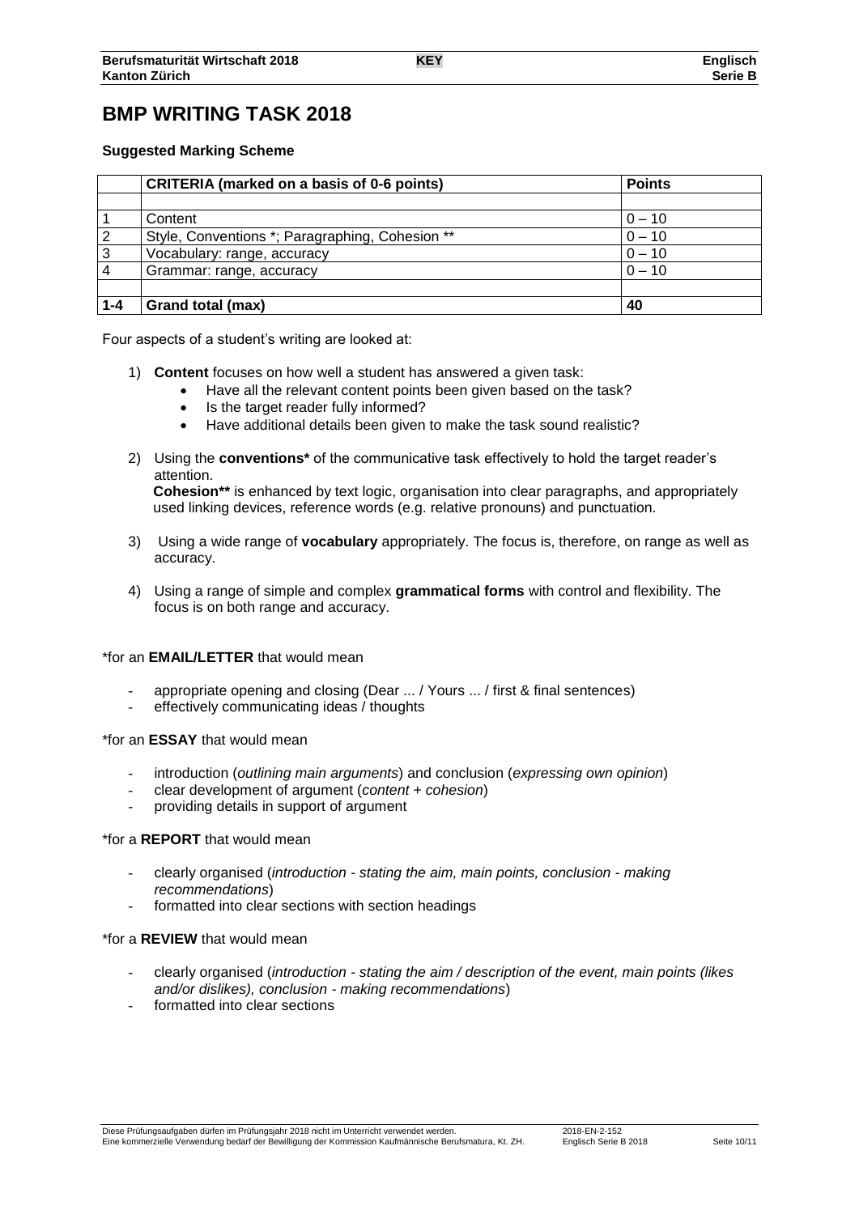# BMP WRITING TASK 2018

**Suggested Marking Scheme**

| | **CRITERIA (marked on a basis of 0-6 points)** | **Points** |
|---|---|---|
| | | |
| 1 | Content | 0 – 10 |
| 2 | Style, Conventions *; Paragraphing, Cohesion ** | 0 – 10 |
| 3 | Vocabulary: range, accuracy | 0 – 10 |
| 4 | Grammar: range, accuracy | 0 – 10 |
| | | |
| **1-4** | **Grand total (max)** | **40** |

Four aspects of a student's writing are looked at:

1) **Content** focuses on how well a student has answered a given task:
   - Have all the relevant content points been given based on the task?
   - Is the target reader fully informed?
   - Have additional details been given to make the task sound realistic?

2) Using the **conventions*** of the communicative task effectively to hold the target reader's attention.
   **Cohesion**** is enhanced by text logic, organisation into clear paragraphs, and appropriately used linking devices, reference words (e.g. relative pronouns) and punctuation.

3) Using a wide range of **vocabulary** appropriately. The focus is, therefore, on range as well as accuracy.

4) Using a range of simple and complex **grammatical forms** with control and flexibility. The focus is on both range and accuracy.

*for an **EMAIL/LETTER** that would mean

- appropriate opening and closing (Dear ... / Yours ... / first & final sentences)
- effectively communicating ideas / thoughts

*for an **ESSAY** that would mean

- introduction (*outlining main arguments*) and conclusion (*expressing own opinion*)
- clear development of argument (*content* + *cohesion*)
- providing details in support of argument

*for a **REPORT** that would mean

- clearly organised (*introduction - stating the aim, main points, conclusion - making recommendations*)
- formatted into clear sections with section headings

*for a **REVIEW** that would mean

- clearly organised (*introduction - stating the aim / description of the event, main points (likes and/or dislikes), conclusion - making recommendations*)
- formatted into clear sections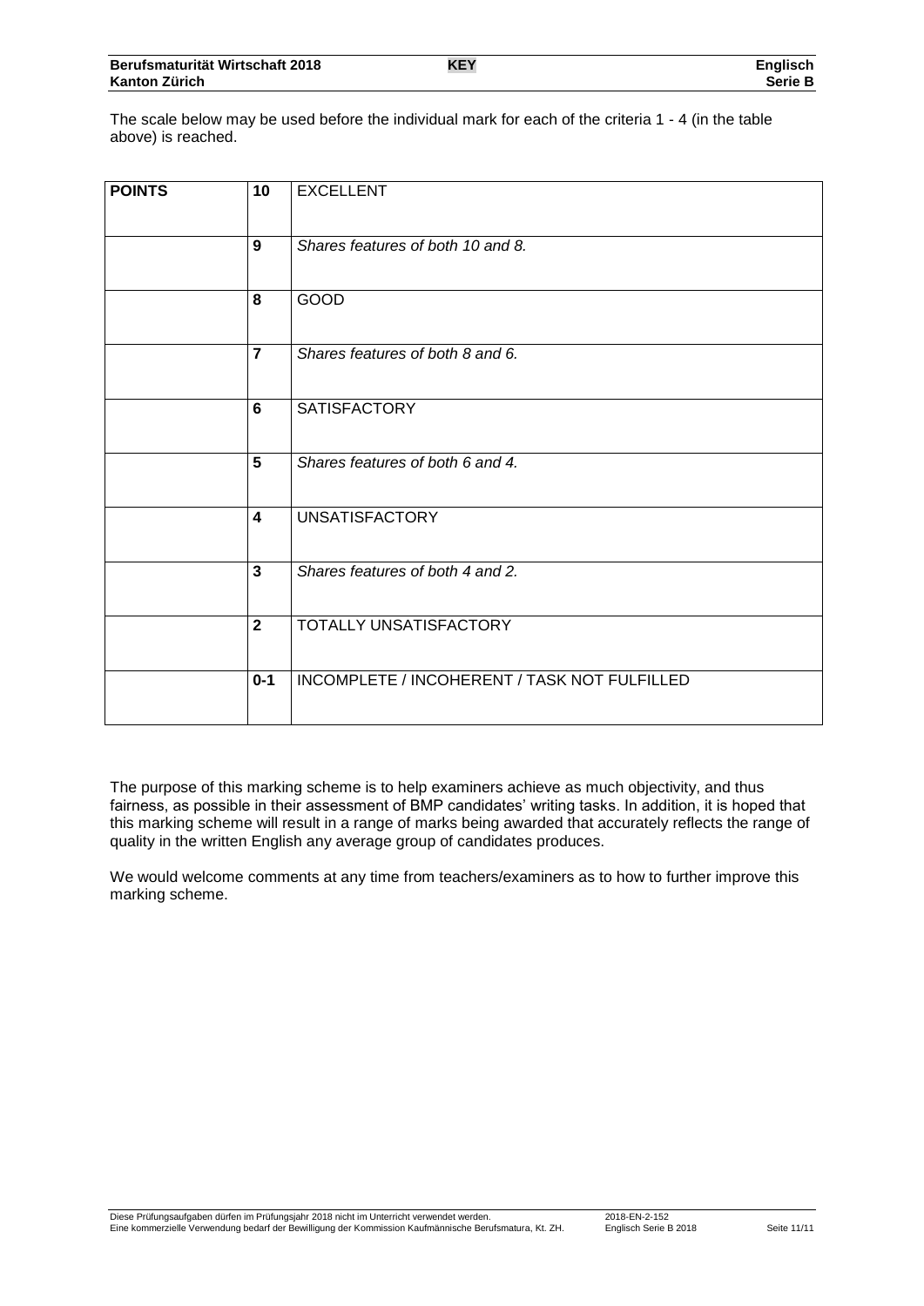The scale below may be used before the individual mark for each of the criteria 1 - 4 (in the table above) is reached.

| **POINTS** | **10** | EXCELLENT |
|---|---|---|
| | **9** | *Shares features of both 10 and 8.* |
| | **8** | GOOD |
| | **7** | *Shares features of both 8 and 6.* |
| | **6** | SATISFACTORY |
| | **5** | *Shares features of both 6 and 4.* |
| | **4** | UNSATISFACTORY |
| | **3** | *Shares features of both 4 and 2.* |
| | **2** | TOTALLY UNSATISFACTORY |
| | **0-1** | INCOMPLETE / INCOHERENT / TASK NOT FULFILLED |

The purpose of this marking scheme is to help examiners achieve as much objectivity, and thus fairness, as possible in their assessment of BMP candidates' writing tasks. In addition, it is hoped that this marking scheme will result in a range of marks being awarded that accurately reflects the range of quality in the written English any average group of candidates produces.

We would welcome comments at any time from teachers/examiners as to how to further improve this marking scheme.